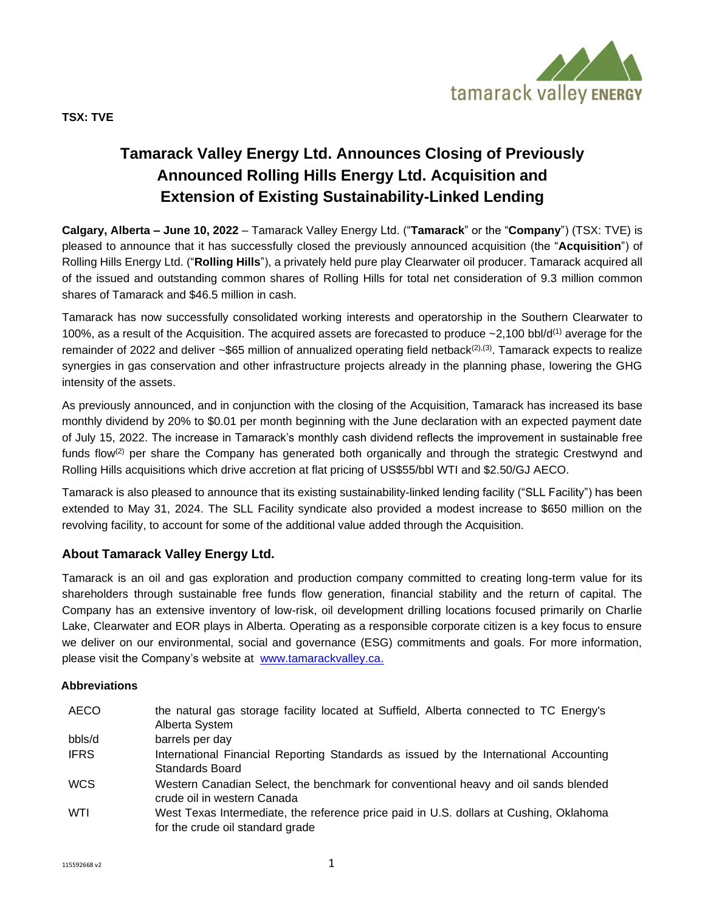**TSX: TVE**

# Tamarack Valley Energy Ltd. Announces Closing of Previously Announced Rolling Hills Energy Ltd. Acquisition and Extension of Existing Sustainability-Linked Lending

**Calgary, Alberta – June 10, 2022** – Tamarack Valley Energy Ltd. ("**Tamarack**" or the "**Company**") (TSX: TVE) is pleased to announce that it has successfully closed the previously announced acquisition (the "**Acquisition**") of Rolling Hills Energy Ltd. ("**Rolling Hills**"), a privately held pure play Clearwater oil producer. Tamarack acquired all of the issued and outstanding common shares of Rolling Hills for total net consideration of 9.3 million common shares of Tamarack and $46.5 million in cash.

Tamarack has now successfully consolidated working interests and operatorship in the Southern Clearwater to 100%, as a result of the Acquisition. The acquired assets are forecasted to produce ~2,100 bbl/d[1] average for the remainder of 2022 and deliver ~$65 million of annualized operating field netback[2],[3]. Tamarack expects to realize synergies in gas conservation and other infrastructure projects already in the planning phase, lowering the GHG intensity of the assets.

As previously announced, and in conjunction with the closing of the Acquisition, Tamarack has increased its base monthly dividend by 20% to $0.01 per month beginning with the June declaration with an expected payment date of July 15, 2022. The increase in Tamarack's monthly cash dividend reflects the improvement in sustainable free funds flow[2] per share the Company has generated both organically and through the strategic Crestwynd and Rolling Hills acquisitions which drive accretion at flat pricing of US$55/bbl WTI and $2.50/GJ AECO.

Tamarack is also pleased to announce that its existing sustainability-linked lending facility ("SLL Facility") has been extended to May 31, 2024. The SLL Facility syndicate also provided a modest increase to $650 million on the revolving facility, to account for some of the additional value added through the Acquisition.

## About Tamarack Valley Energy Ltd.

Tamarack is an oil and gas exploration and production company committed to creating long-term value for its shareholders through sustainable free funds flow generation, financial stability and the return of capital. The Company has an extensive inventory of low-risk, oil development drilling locations focused primarily on Charlie Lake, Clearwater and EOR plays in Alberta. Operating as a responsible corporate citizen is a key focus to ensure we deliver on our environmental, social and governance (ESG) commitments and goals. For more information, please visit the Company's website at www.tamarackvalley.ca.

### Abbreviations

| | |
|---|---|
| AECO | the natural gas storage facility located at Suffield, Alberta connected to TC Energy's Alberta System |
| bbls/d | barrels per day |
| IFRS | International Financial Reporting Standards as issued by the International Accounting Standards Board |
| WCS | Western Canadian Select, the benchmark for conventional heavy and oil sands blended crude oil in western Canada |
| WTI | West Texas Intermediate, the reference price paid in U.S. dollars at Cushing, Oklahoma for the crude oil standard grade |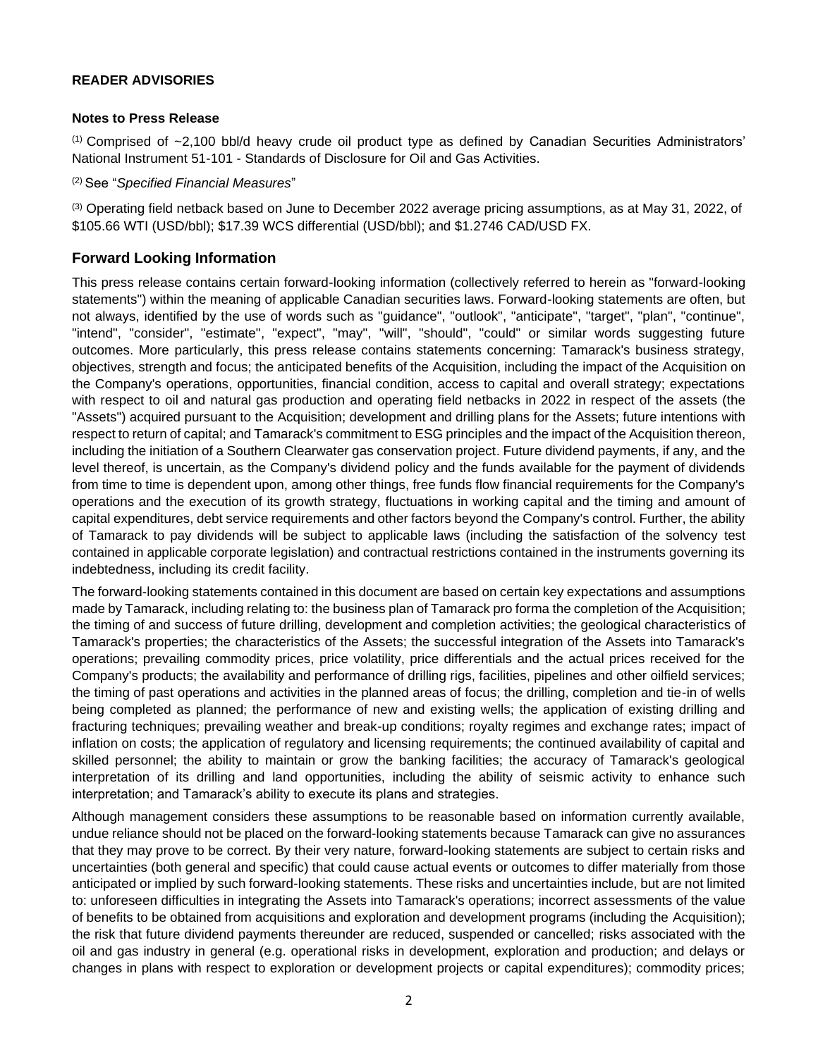**READER ADVISORIES**

**Notes to Press Release**

[(1)] Comprised of ~2,100 bbl/d heavy crude oil product type as defined by Canadian Securities Administrators' National Instrument 51-101 - Standards of Disclosure for Oil and Gas Activities.

[(2)] See "*Specified Financial Measures*"

[(3)] Operating field netback based on June to December 2022 average pricing assumptions, as at May 31, 2022, of $105.66 WTI (USD/bbl); $17.39 WCS differential (USD/bbl); and $1.2746 CAD/USD FX.

## Forward Looking Information

This press release contains certain forward-looking information (collectively referred to herein as "forward-looking statements") within the meaning of applicable Canadian securities laws. Forward-looking statements are often, but not always, identified by the use of words such as "guidance", "outlook", "anticipate", "target", "plan", "continue", "intend", "consider", "estimate", "expect", "may", "will", "should", "could" or similar words suggesting future outcomes. More particularly, this press release contains statements concerning: Tamarack's business strategy, objectives, strength and focus; the anticipated benefits of the Acquisition, including the impact of the Acquisition on the Company's operations, opportunities, financial condition, access to capital and overall strategy; expectations with respect to oil and natural gas production and operating field netbacks in 2022 in respect of the assets (the "Assets") acquired pursuant to the Acquisition; development and drilling plans for the Assets; future intentions with respect to return of capital; and Tamarack's commitment to ESG principles and the impact of the Acquisition thereon, including the initiation of a Southern Clearwater gas conservation project. Future dividend payments, if any, and the level thereof, is uncertain, as the Company's dividend policy and the funds available for the payment of dividends from time to time is dependent upon, among other things, free funds flow financial requirements for the Company's operations and the execution of its growth strategy, fluctuations in working capital and the timing and amount of capital expenditures, debt service requirements and other factors beyond the Company's control. Further, the ability of Tamarack to pay dividends will be subject to applicable laws (including the satisfaction of the solvency test contained in applicable corporate legislation) and contractual restrictions contained in the instruments governing its indebtedness, including its credit facility.

The forward-looking statements contained in this document are based on certain key expectations and assumptions made by Tamarack, including relating to: the business plan of Tamarack pro forma the completion of the Acquisition; the timing of and success of future drilling, development and completion activities; the geological characteristics of Tamarack's properties; the characteristics of the Assets; the successful integration of the Assets into Tamarack's operations; prevailing commodity prices, price volatility, price differentials and the actual prices received for the Company's products; the availability and performance of drilling rigs, facilities, pipelines and other oilfield services; the timing of past operations and activities in the planned areas of focus; the drilling, completion and tie-in of wells being completed as planned; the performance of new and existing wells; the application of existing drilling and fracturing techniques; prevailing weather and break-up conditions; royalty regimes and exchange rates; impact of inflation on costs; the application of regulatory and licensing requirements; the continued availability of capital and skilled personnel; the ability to maintain or grow the banking facilities; the accuracy of Tamarack's geological interpretation of its drilling and land opportunities, including the ability of seismic activity to enhance such interpretation; and Tamarack's ability to execute its plans and strategies.

Although management considers these assumptions to be reasonable based on information currently available, undue reliance should not be placed on the forward-looking statements because Tamarack can give no assurances that they may prove to be correct. By their very nature, forward-looking statements are subject to certain risks and uncertainties (both general and specific) that could cause actual events or outcomes to differ materially from those anticipated or implied by such forward-looking statements. These risks and uncertainties include, but are not limited to: unforeseen difficulties in integrating the Assets into Tamarack's operations; incorrect assessments of the value of benefits to be obtained from acquisitions and exploration and development programs (including the Acquisition); the risk that future dividend payments thereunder are reduced, suspended or cancelled; risks associated with the oil and gas industry in general (e.g. operational risks in development, exploration and production; and delays or changes in plans with respect to exploration or development projects or capital expenditures); commodity prices;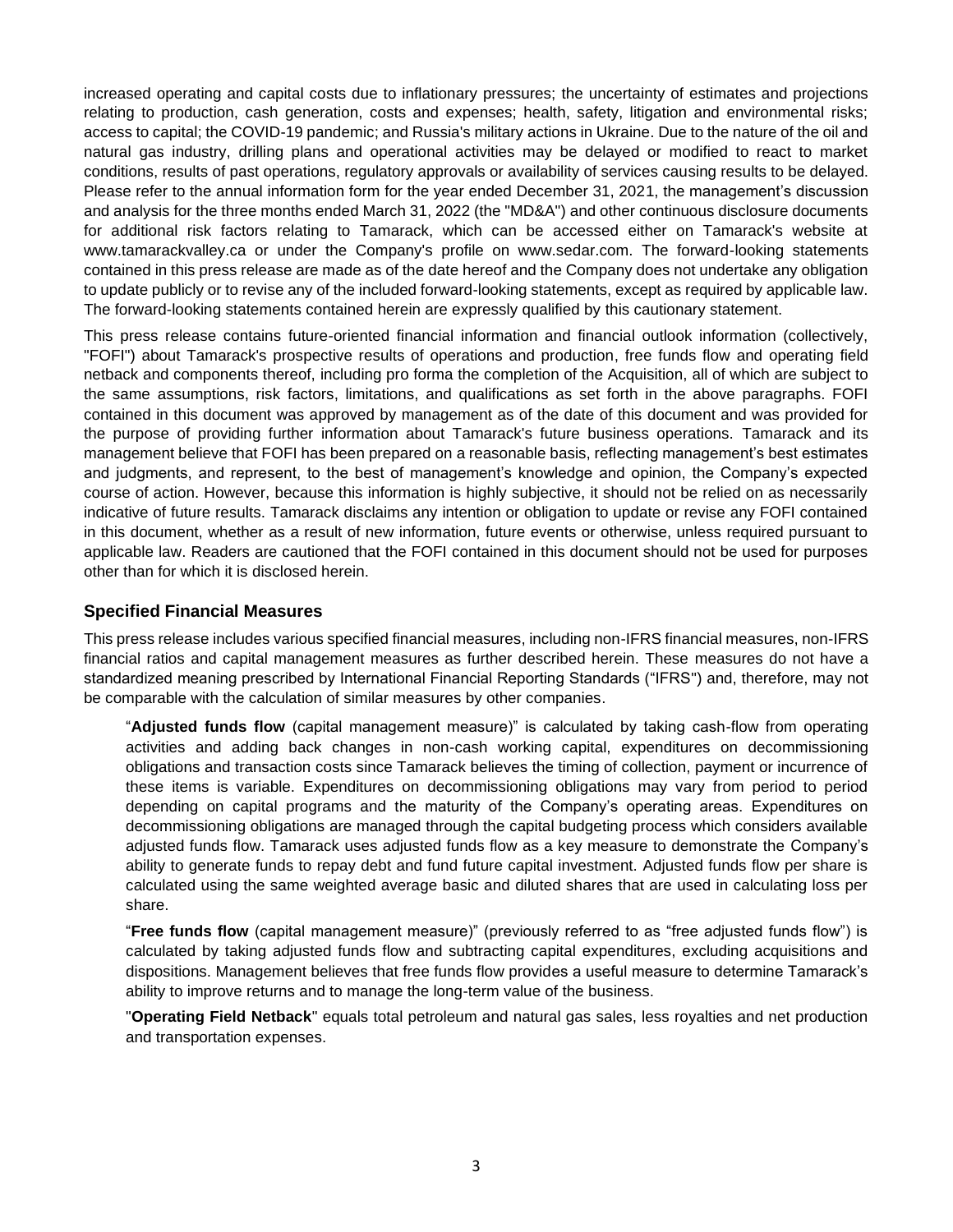increased operating and capital costs due to inflationary pressures; the uncertainty of estimates and projections relating to production, cash generation, costs and expenses; health, safety, litigation and environmental risks; access to capital; the COVID-19 pandemic; and Russia's military actions in Ukraine. Due to the nature of the oil and natural gas industry, drilling plans and operational activities may be delayed or modified to react to market conditions, results of past operations, regulatory approvals or availability of services causing results to be delayed. Please refer to the annual information form for the year ended December 31, 2021, the management's discussion and analysis for the three months ended March 31, 2022 (the "MD&A") and other continuous disclosure documents for additional risk factors relating to Tamarack, which can be accessed either on Tamarack's website at www.tamarackvalley.ca or under the Company's profile on www.sedar.com. The forward-looking statements contained in this press release are made as of the date hereof and the Company does not undertake any obligation to update publicly or to revise any of the included forward-looking statements, except as required by applicable law. The forward-looking statements contained herein are expressly qualified by this cautionary statement.

This press release contains future-oriented financial information and financial outlook information (collectively, "FOFI") about Tamarack's prospective results of operations and production, free funds flow and operating field netback and components thereof, including pro forma the completion of the Acquisition, all of which are subject to the same assumptions, risk factors, limitations, and qualifications as set forth in the above paragraphs. FOFI contained in this document was approved by management as of the date of this document and was provided for the purpose of providing further information about Tamarack's future business operations. Tamarack and its management believe that FOFI has been prepared on a reasonable basis, reflecting management's best estimates and judgments, and represent, to the best of management's knowledge and opinion, the Company's expected course of action. However, because this information is highly subjective, it should not be relied on as necessarily indicative of future results. Tamarack disclaims any intention or obligation to update or revise any FOFI contained in this document, whether as a result of new information, future events or otherwise, unless required pursuant to applicable law. Readers are cautioned that the FOFI contained in this document should not be used for purposes other than for which it is disclosed herein.

## Specified Financial Measures

This press release includes various specified financial measures, including non-IFRS financial measures, non-IFRS financial ratios and capital management measures as further described herein. These measures do not have a standardized meaning prescribed by International Financial Reporting Standards ("IFRS") and, therefore, may not be comparable with the calculation of similar measures by other companies.

"**Adjusted funds flow** (capital management measure)" is calculated by taking cash-flow from operating activities and adding back changes in non-cash working capital, expenditures on decommissioning obligations and transaction costs since Tamarack believes the timing of collection, payment or incurrence of these items is variable. Expenditures on decommissioning obligations may vary from period to period depending on capital programs and the maturity of the Company's operating areas. Expenditures on decommissioning obligations are managed through the capital budgeting process which considers available adjusted funds flow. Tamarack uses adjusted funds flow as a key measure to demonstrate the Company's ability to generate funds to repay debt and fund future capital investment. Adjusted funds flow per share is calculated using the same weighted average basic and diluted shares that are used in calculating loss per share.

"**Free funds flow** (capital management measure)" (previously referred to as "free adjusted funds flow") is calculated by taking adjusted funds flow and subtracting capital expenditures, excluding acquisitions and dispositions. Management believes that free funds flow provides a useful measure to determine Tamarack's ability to improve returns and to manage the long-term value of the business.

"**Operating Field Netback**" equals total petroleum and natural gas sales, less royalties and net production and transportation expenses.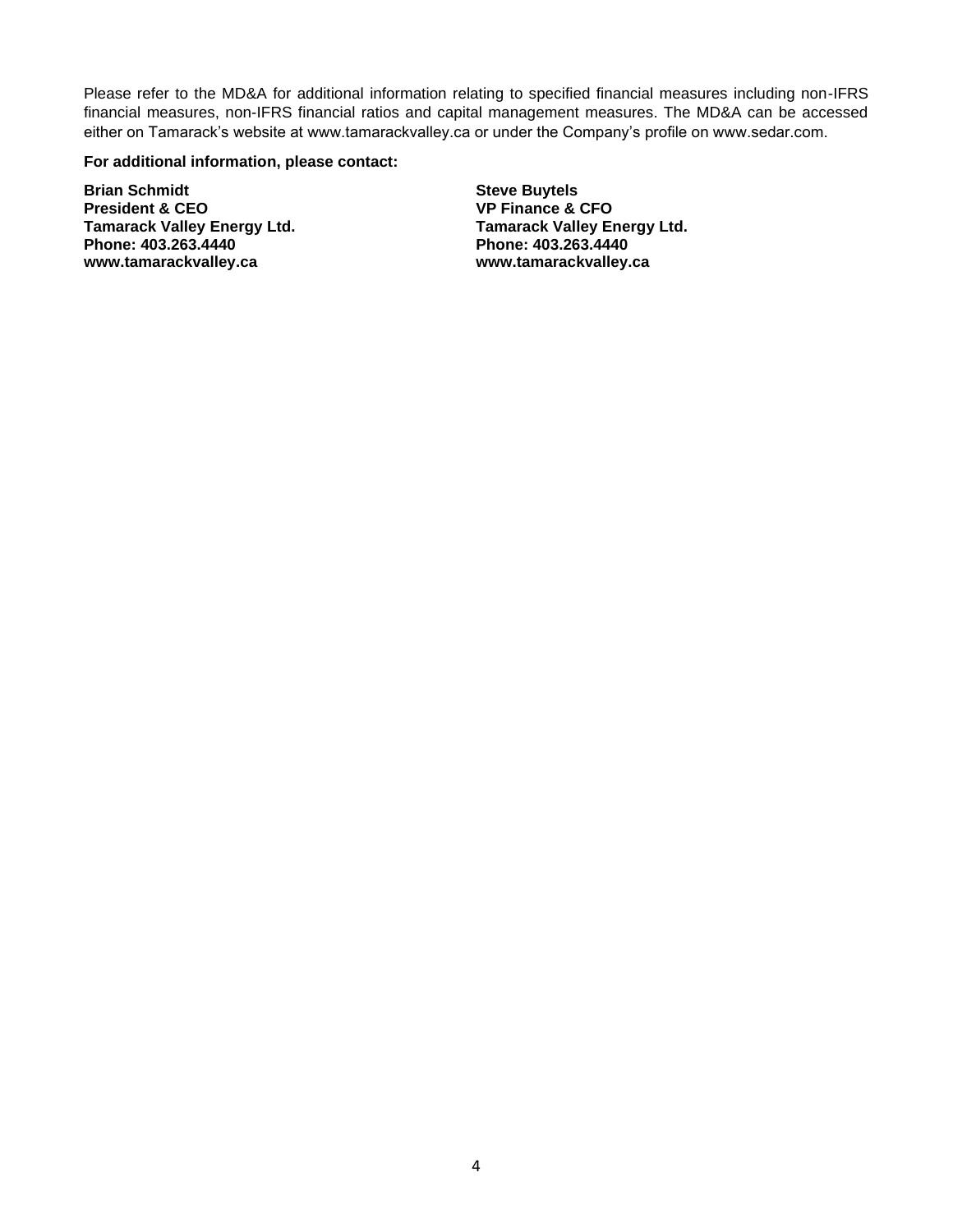Please refer to the MD&A for additional information relating to specified financial measures including non-IFRS financial measures, non-IFRS financial ratios and capital management measures. The MD&A can be accessed either on Tamarack's website at www.tamarackvalley.ca or under the Company's profile on www.sedar.com.

**For additional information, please contact:**

**Brian Schmidt**
**President & CEO**
**Tamarack Valley Energy Ltd.**
**Phone: 403.263.4440**
**www.tamarackvalley.ca**

**Steve Buytels**
**VP Finance & CFO**
**Tamarack Valley Energy Ltd.**
**Phone: 403.263.4440**
**www.tamarackvalley.ca**